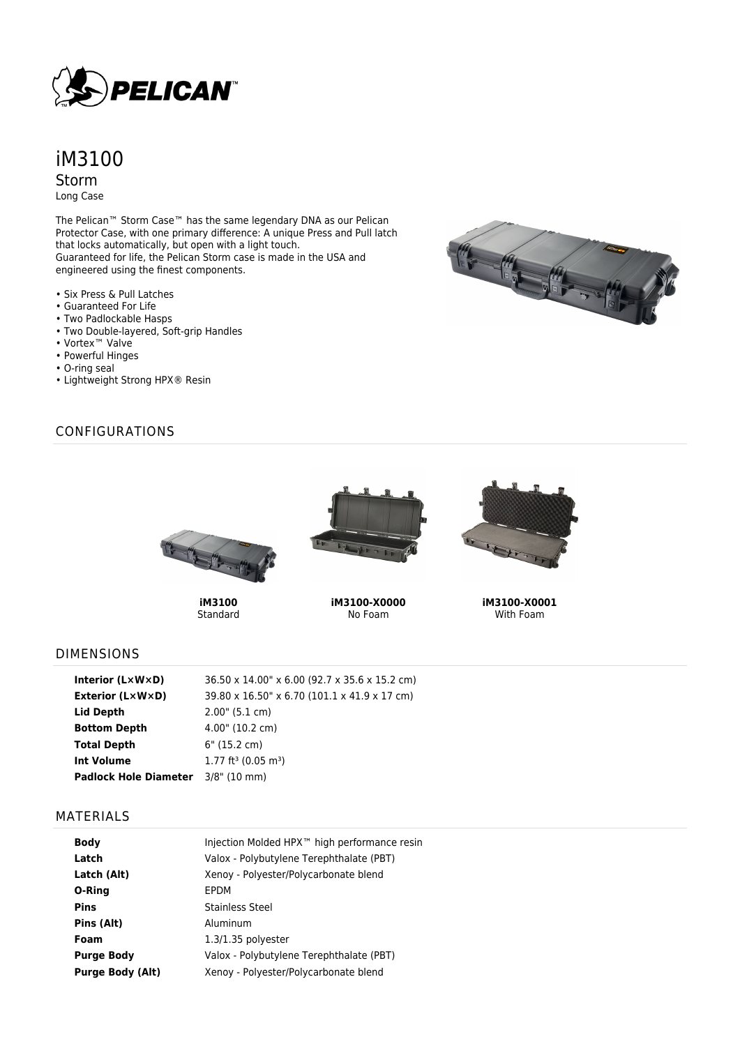# iM3100

## Storm

Long Case

The Pelican™ Storm Case™ has the same legendary DNA as our Pelican Protector Case, with one primary difference: A unique Press and Pull latch that locks automatically, but open with a light touch.
Guaranteed for life, the Pelican Storm case is made in the USA and engineered using the finest components.

- Six Press & Pull Latches
- Guaranteed For Life
- Two Padlockable Hasps
- Two Double-layered, Soft-grip Handles
- Vortex™ Valve
- Powerful Hinges
- O-ring seal
- Lightweight Strong HPX® Resin

## CONFIGURATIONS

**iM3100**
Standard

**iM3100-X0000**
No Foam

**iM3100-X0001**
With Foam

## DIMENSIONS

| | |
|---|---|
| **Interior (L×W×D)** | 36.50 x 14.00" x 6.00 (92.7 x 35.6 x 15.2 cm) |
| **Exterior (L×W×D)** | 39.80 x 16.50" x 6.70 (101.1 x 41.9 x 17 cm) |
| **Lid Depth** | 2.00" (5.1 cm) |
| **Bottom Depth** | 4.00" (10.2 cm) |
| **Total Depth** | 6" (15.2 cm) |
| **Int Volume** | 1.77 ft³ (0.05 m³) |
| **Padlock Hole Diameter** | 3/8" (10 mm) |

## MATERIALS

| | |
|---|---|
| **Body** | Injection Molded HPX™ high performance resin |
| **Latch** | Valox - Polybutylene Terephthalate (PBT) |
| **Latch (Alt)** | Xenoy - Polyester/Polycarbonate blend |
| **O-Ring** | EPDM |
| **Pins** | Stainless Steel |
| **Pins (Alt)** | Aluminum |
| **Foam** | 1.3/1.35 polyester |
| **Purge Body** | Valox - Polybutylene Terephthalate (PBT) |
| **Purge Body (Alt)** | Xenoy - Polyester/Polycarbonate blend |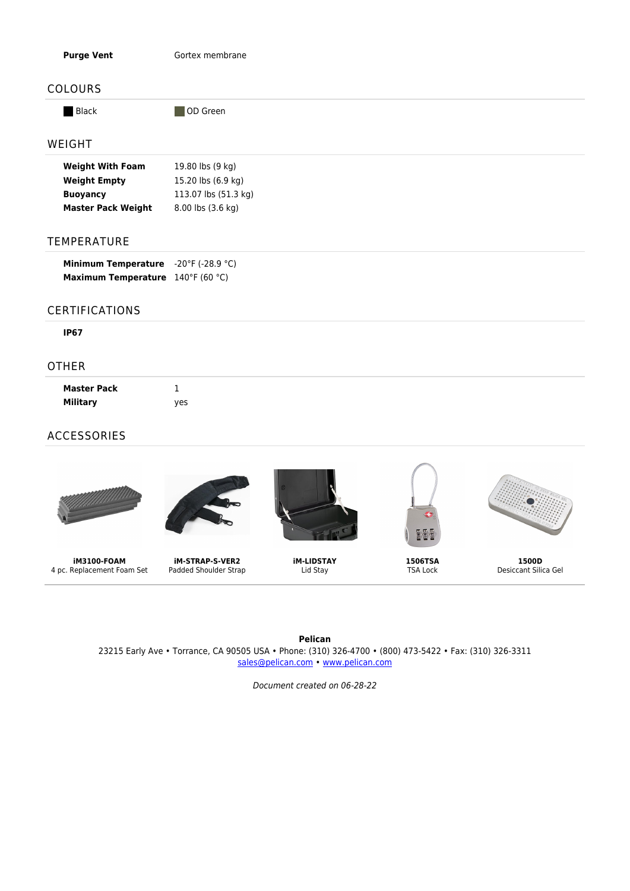| | |
|---|---|
| **Purge Vent** | Gortex membrane |

## COLOURS

| | |
|---|---|
| Black | OD Green |

## WEIGHT

| | |
|---|---|
| **Weight With Foam** | 19.80 lbs (9 kg) |
| **Weight Empty** | 15.20 lbs (6.9 kg) |
| **Buoyancy** | 113.07 lbs (51.3 kg) |
| **Master Pack Weight** | 8.00 lbs (3.6 kg) |

## TEMPERATURE

| | |
|---|---|
| **Minimum Temperature** | -20°F (-28.9 °C) |
| **Maximum Temperature** | 140°F (60 °C) |

## CERTIFICATIONS

**IP67**

## OTHER

| | |
|---|---|
| **Master Pack** | 1 |
| **Military** | yes |

## ACCESSORIES

**iM3100-FOAM**
4 pc. Replacement Foam Set

**iM-STRAP-S-VER2**
Padded Shoulder Strap

**iM-LIDSTAY**
Lid Stay

**1506TSA**
TSA Lock

**1500D**
Desiccant Silica Gel

**Pelican**
23215 Early Ave • Torrance, CA 90505 USA • Phone: (310) 326-4700 • (800) 473-5422 • Fax: (310) 326-3311
sales@pelican.com • www.pelican.com

*Document created on 06-28-22*